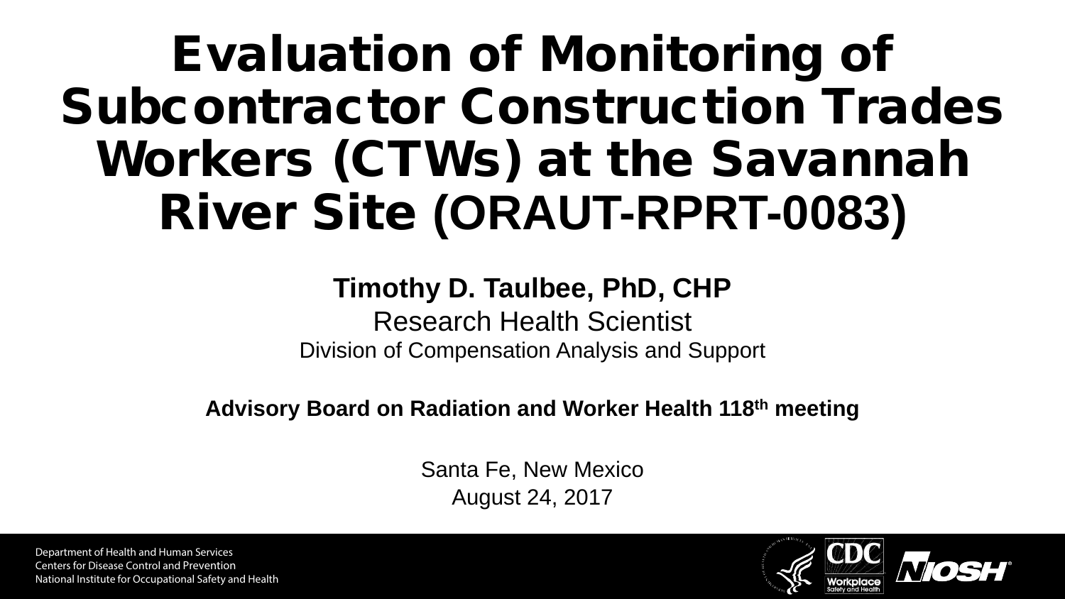# Evaluation of Monitoring of Subcontractor Construction Trades Workers (CTWs) at the Savannah River Site (ORAUT-RPRT-0083)

**Timothy D. Taulbee, PhD, CHP**

Research Health Scientist

Division of Compensation Analysis and Support

**Advisory Board on Radiation and Worker Health 118th meeting**

Santa Fe, New Mexico

August 24, 2017

Department of Health and Human Services

Centers for Disease Control and Prevention

National Institute for Occupational Safety and Health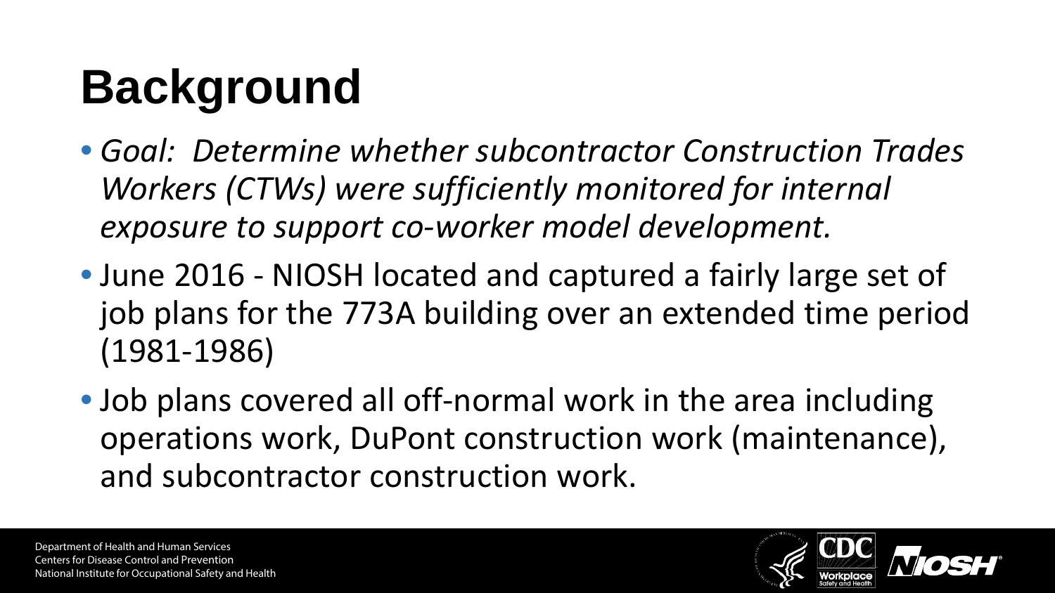# Background

- *Goal: Determine whether subcontractor Construction Trades Workers (CTWs) were sufficiently monitored for internal exposure to support co-worker model development.*
- June 2016 - NIOSH located and captured a fairly large set of job plans for the 773A building over an extended time period (1981-1986)
- Job plans covered all off-normal work in the area including operations work, DuPont construction work (maintenance), and subcontractor construction work.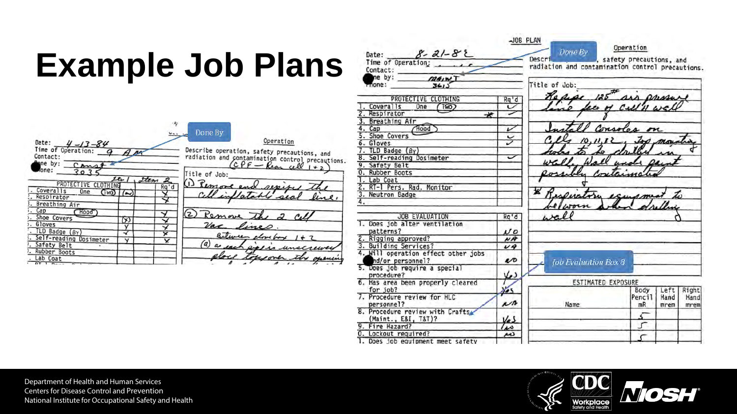# Example Job Plans

Done By

Operation

Date: 4-13-84

Time of Operation: 9 AM

Contact:

Done by: Const

Phone: 3035

Describe operation, safety precautions, and radiation and contamination control precautions.

(CPF — Rear cell 1+2)

Title of Job:

① Remove and repipe the cell inflatable seal line.

② Remove the 2 cell Vac lines. Between glovebox 1+2

(a) as each pipe is unscrewed place tape over the opening

| PROTECTIVE CLOTHING | Item 1 | Item 2 | Rq'd |
|---|---|---|---|
| Coveralls One (Two) | (✓) | | ✗ |
| Respirator | | | ✗ |
| Breathing Air | | | |
| Cap (Hood) | | | ✗ |
| Shoe Covers | (✗) | | ✗ |
| Gloves | ✓ | | ✗ |
| TLD Badge (By) | ✓ | | ✗ |
| Self-reading Dosimeter | ✓ | | ✗ |
| Safety Belt | | | |
| Rubber Boots | | | |
| Lab Coat | | | |

---

JOB PLAN

Done By

Operation

Date: 8-21-82

Time of Operation:

Contact:

Done by: MAINT

Phone: 3615

Describe operation, safety precautions, and radiation and contamination control precautions.

Title of Job:

Repipe 125# air pressure line face of Cell 11 wall

Install Consoles on Cells 10, 11, 12. Top mounting holes to be drilled in wall. Wall under paint possibly contaminated

* Respiratory equipment to be worn when drilling wall

| PROTECTIVE CLOTHING | Rq'd |
|---|---|
| 1. Coveralls One (Two) | ✓ |
| 2. Respirator * | ✓ |
| 3. Breathing Air | |
| 4. Cap (Hood) | ✓ |
| 5. Shoe Covers | ✓ |
| 6. Gloves | ✓ |
| 7. TLD Badge (By) | |
| 8. Self-reading Dosimeter | ✓ |
| 9. Safety Belt | |
| 10. Rubber Boots | |
| 11. Lab Coat | |
| 12. RT-1 Pers. Rad. Monitor | |
| 13. Neutron Badge | |
| 14. | |

| JOB EVALUATION | Rq'd |
|---|---|
| 1. Does job alter ventilation patterns? | NO |
| 2. Rigging approved? | NA |
| 3. Building Services? | NA |
| 4. Will operation effect other jobs and/or personnel? | NO |
| 5. Does job require a special procedure? | Yes |
| 6. Has area been properly cleared for job? | Yes |
| 7. Procedure review for HLC personnel? | NA |
| 8. Procedure review with Crafts (Maint., E&I, T&T)? | Yes |
| 9. Fire Hazard? | No |
| 10. Lockout required? | NO |
| 11. Does job equipment meet safety | |

Job Evaluation Box 8

ESTIMATED EXPOSURE

| Name | Body Pencil mR | Left Hand mrem | Right Hand mrem |
|---|---|---|---|
| | 5 | | |
| | 5 | | |
| | 5 | | |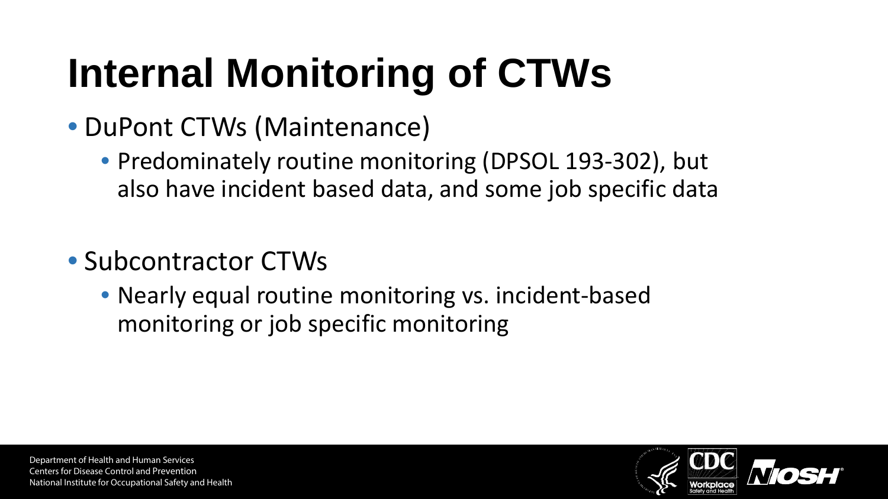# Internal Monitoring of CTWs

- DuPont CTWs (Maintenance)
  - Predominately routine monitoring (DPSOL 193-302), but also have incident based data, and some job specific data

- Subcontractor CTWs
  - Nearly equal routine monitoring vs. incident-based monitoring or job specific monitoring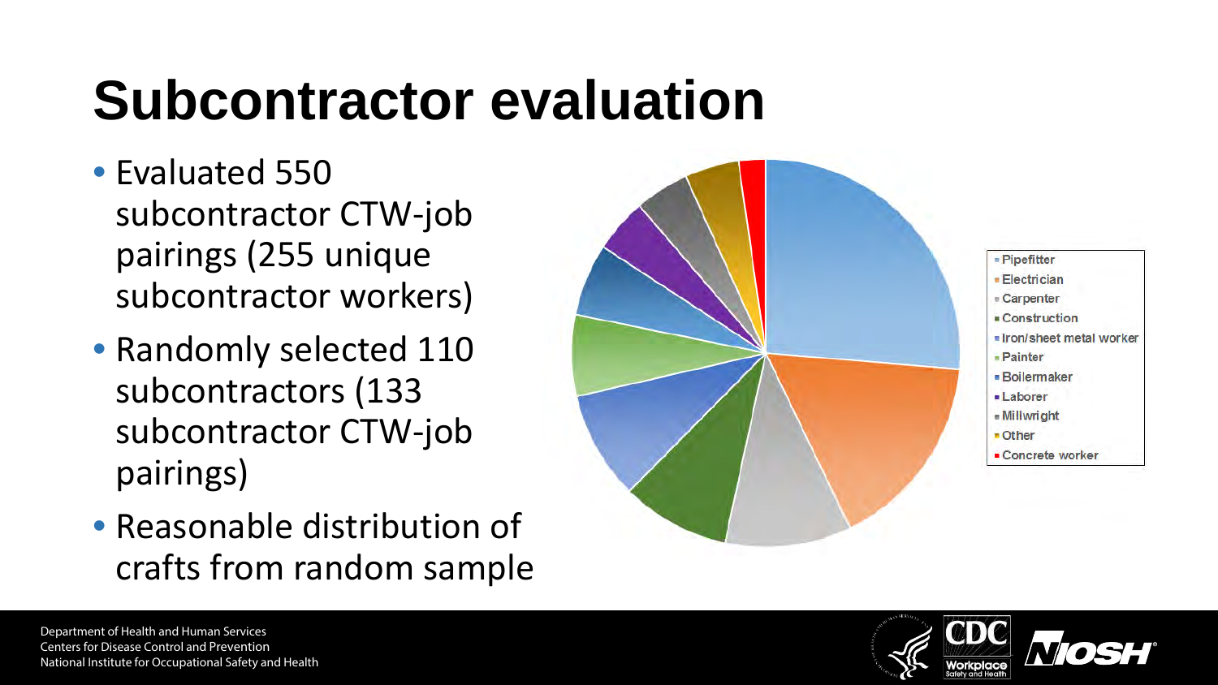# Subcontractor evaluation

- Evaluated 550 subcontractor CTW-job pairings (255 unique subcontractor workers)
- Randomly selected 110 subcontractors (133 subcontractor CTW-job pairings)
- Reasonable distribution of crafts from random sample

- Pipefitter
- Electrician
- Carpenter
- Construction
- Iron/sheet metal worker
- Painter
- Boilermaker
- Laborer
- Millwright
- Other
- Concrete worker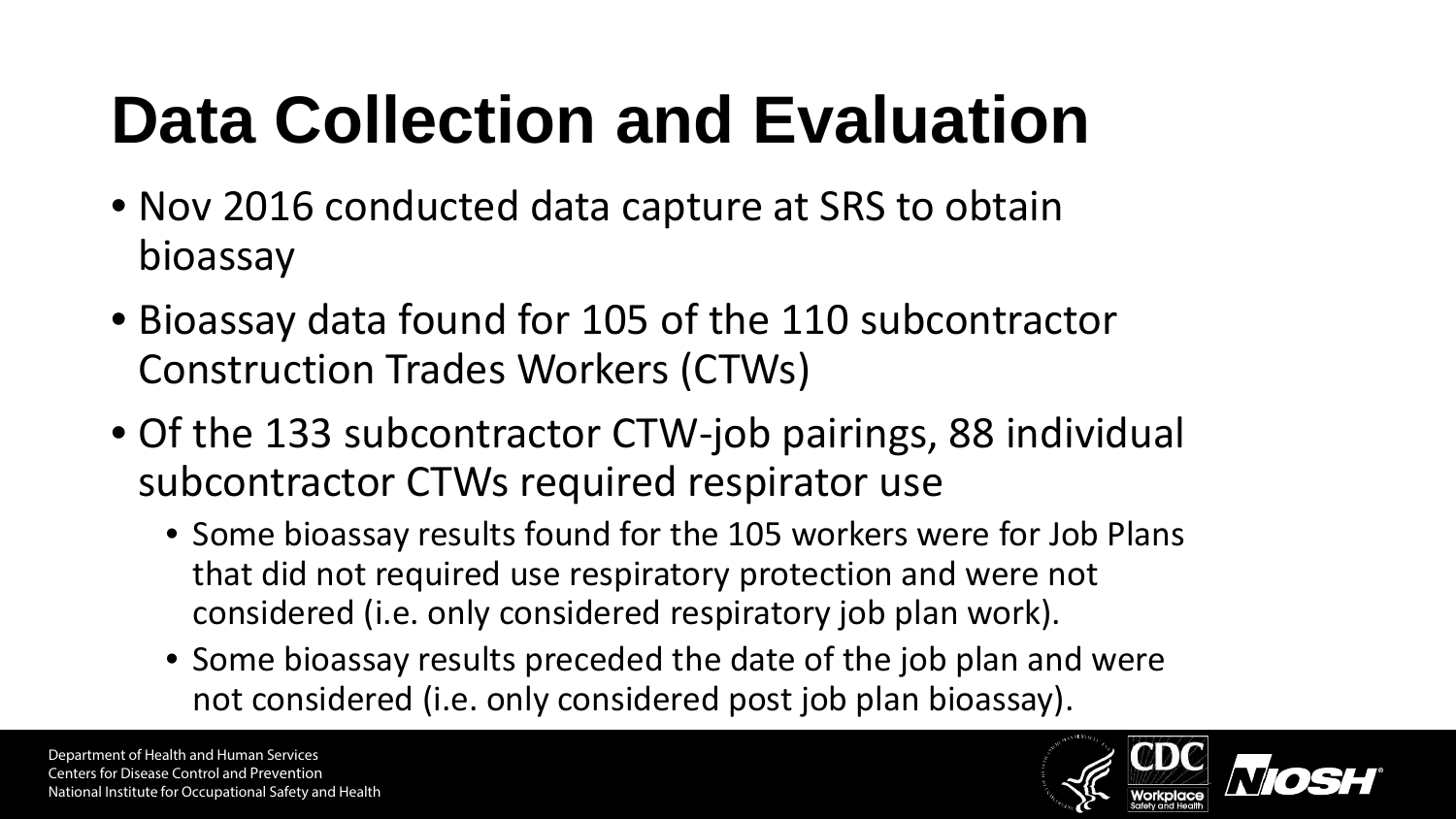# Data Collection and Evaluation

- Nov 2016 conducted data capture at SRS to obtain bioassay
- Bioassay data found for 105 of the 110 subcontractor Construction Trades Workers (CTWs)
- Of the 133 subcontractor CTW-job pairings, 88 individual subcontractor CTWs required respirator use
  - Some bioassay results found for the 105 workers were for Job Plans that did not required use respiratory protection and were not considered (i.e. only considered respiratory job plan work).
  - Some bioassay results preceded the date of the job plan and were not considered (i.e. only considered post job plan bioassay).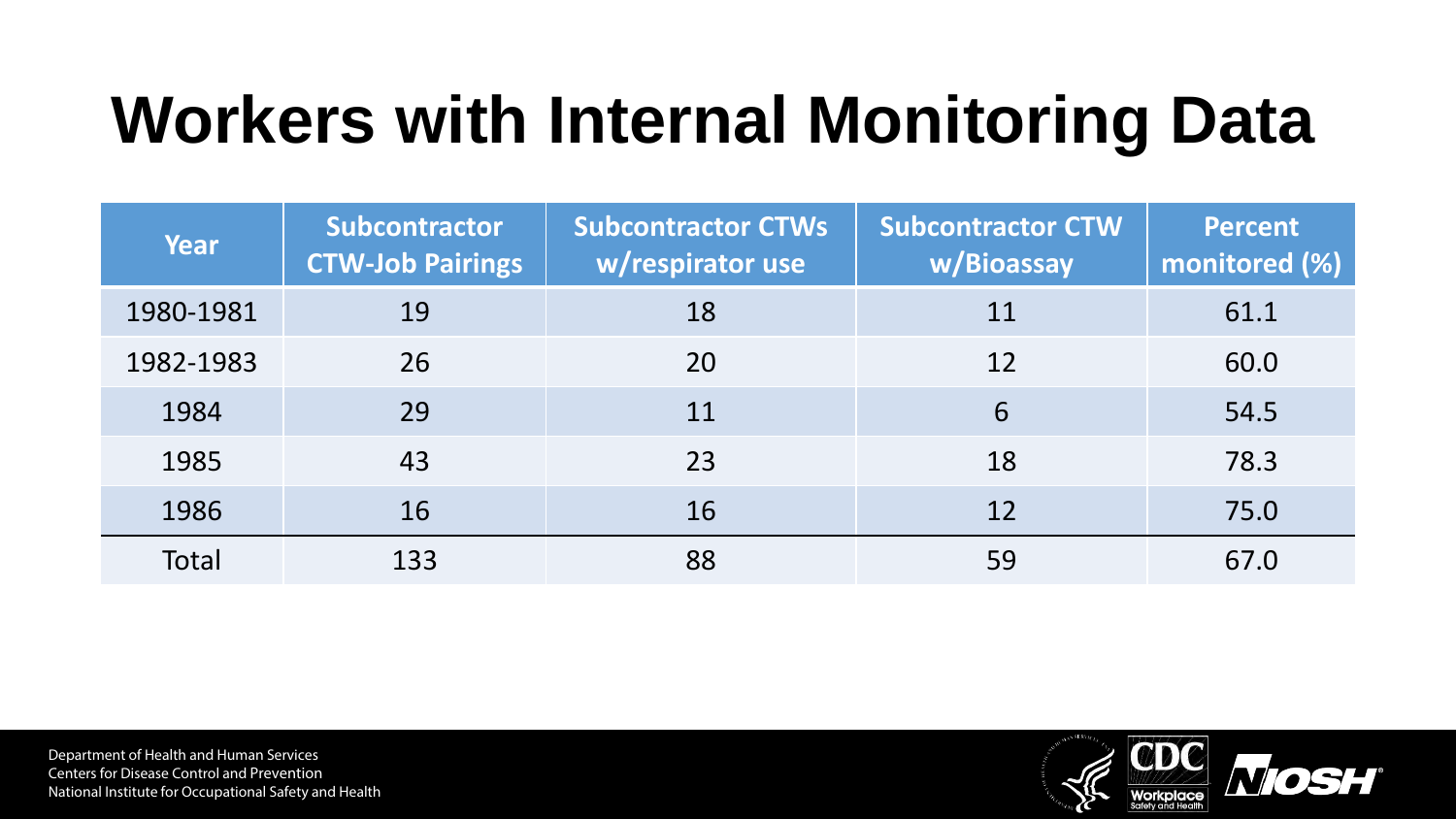# Workers with Internal Monitoring Data

| Year | Subcontractor CTW-Job Pairings | Subcontractor CTWs w/respirator use | Subcontractor CTW w/Bioassay | Percent monitored (%) |
|---|---|---|---|---|
| 1980-1981 | 19 | 18 | 11 | 61.1 |
| 1982-1983 | 26 | 20 | 12 | 60.0 |
| 1984 | 29 | 11 | 6 | 54.5 |
| 1985 | 43 | 23 | 18 | 78.3 |
| 1986 | 16 | 16 | 12 | 75.0 |
| Total | 133 | 88 | 59 | 67.0 |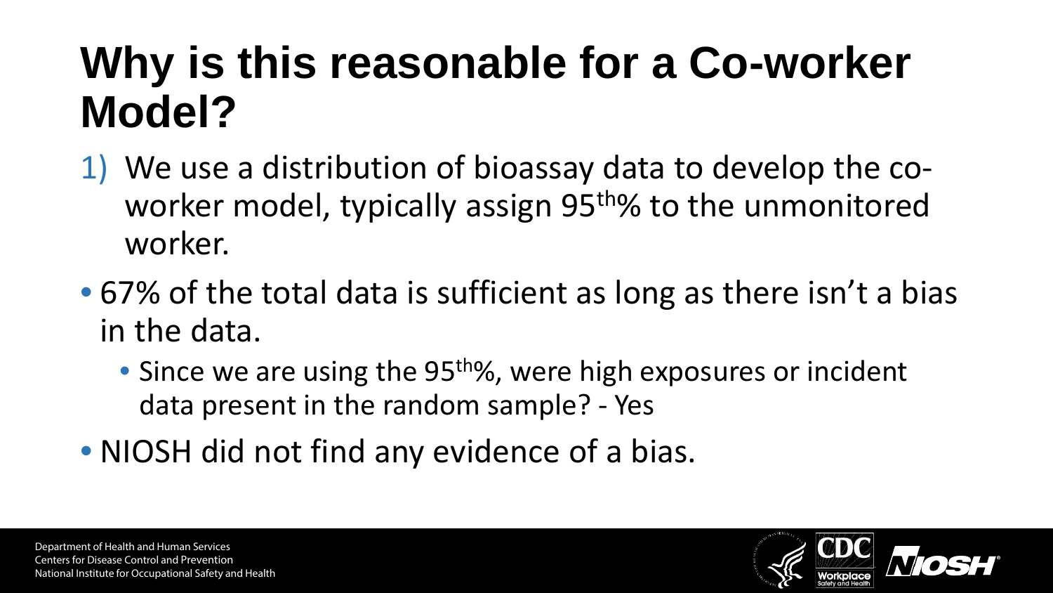# Why is this reasonable for a Co-worker Model?

1) We use a distribution of bioassay data to develop the co-worker model, typically assign $95^{th}$% to the unmonitored worker.

- 67% of the total data is sufficient as long as there isn't a bias in the data.
  - Since we are using the $95^{th}$%, were high exposures or incident data present in the random sample? - Yes
- NIOSH did not find any evidence of a bias.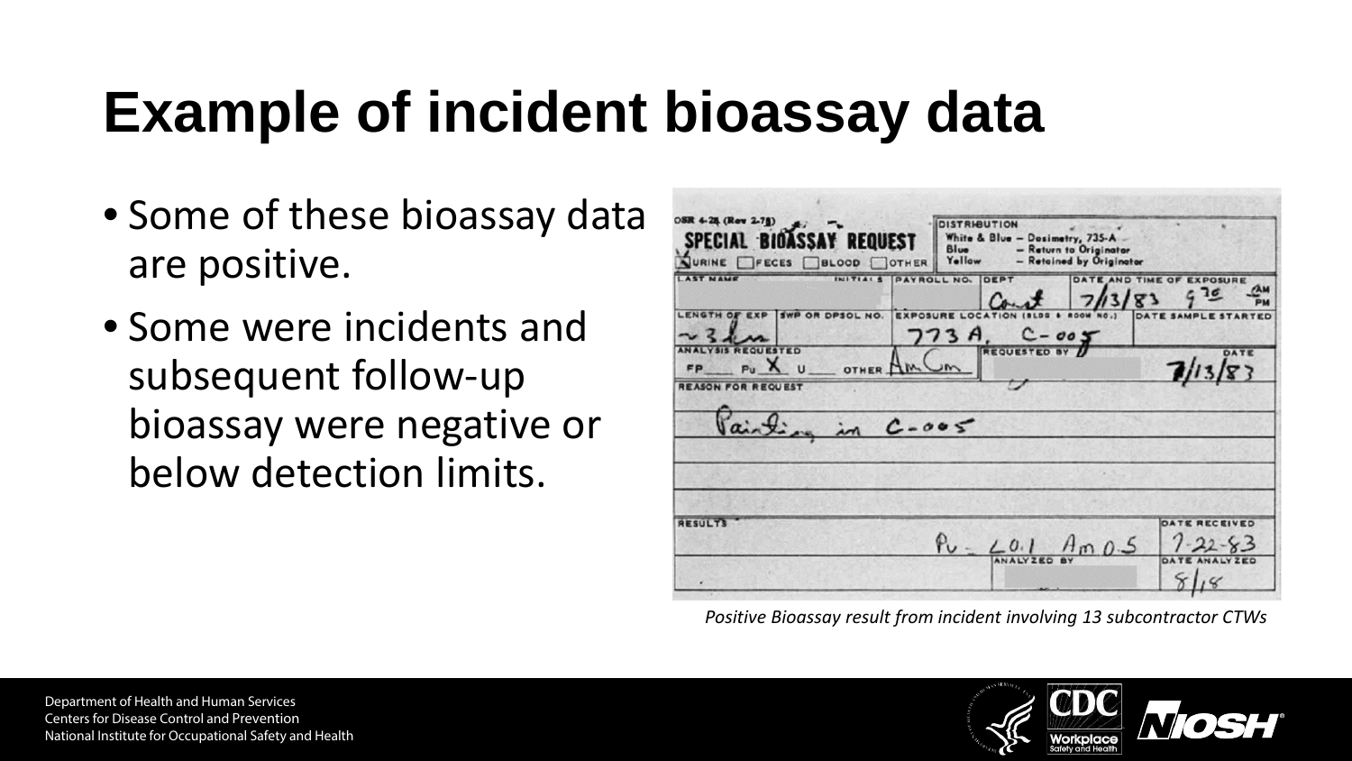# Example of incident bioassay data

- Some of these bioassay data are positive.
- Some were incidents and subsequent follow-up bioassay were negative or below detection limits.

OSR 4-28 (Rev 2-71)

**SPECIAL BIOASSAY REQUEST**

☒ URINE ☐ FECES ☐ BLOOD ☐ OTHER

DISTRIBUTION
White & Blue – Dosimetry, 735-A
Blue – Return to Originator
Yellow – Retained by Originator

| LAST NAME | INITIALS | PAYROLL NO. | DEPT | DATE AND TIME OF EXPOSURE |
|---|---|---|---|---|
| | | | Const | 7/13/83 9:30 AM |

| LENGTH OF EXP | SWP OR DPSOL NO. | EXPOSURE LOCATION (BLDG & ROOM NO.) | DATE SAMPLE STARTED |
|---|---|---|---|
| ~3 hrs | | 773 A, C-005 | |

ANALYSIS REQUESTED: FP ___ Pu X U ___ OTHER Am Cm — REQUESTED BY — DATE 7/13/83

REASON FOR REQUEST: Painting in C-005

RESULTS: Pu - <0.1 Am 0.5 — DATE RECEIVED 7-22-83

ANALYZED BY — DATE ANALYZED 8/18

*Positive Bioassay result from incident involving 13 subcontractor CTWs*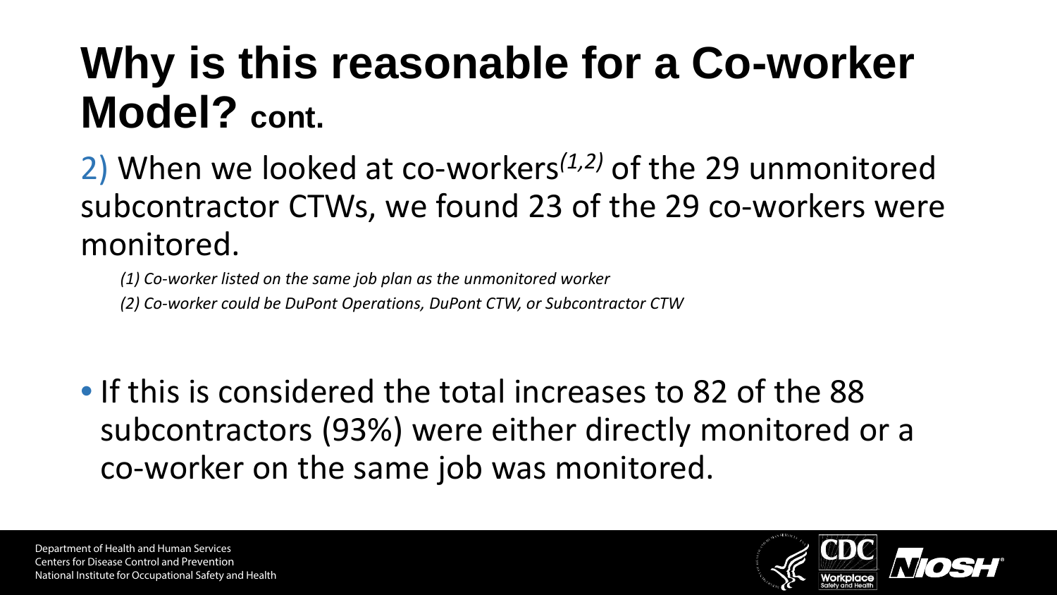# Why is this reasonable for a Co-worker Model? cont.

2) When we looked at co-workers[(1,2)] of the 29 unmonitored subcontractor CTWs, we found 23 of the 29 co-workers were monitored.

*(1) Co-worker listed on the same job plan as the unmonitored worker*

*(2) Co-worker could be DuPont Operations, DuPont CTW, or Subcontractor CTW*

- If this is considered the total increases to 82 of the 88 subcontractors (93%) were either directly monitored or a co-worker on the same job was monitored.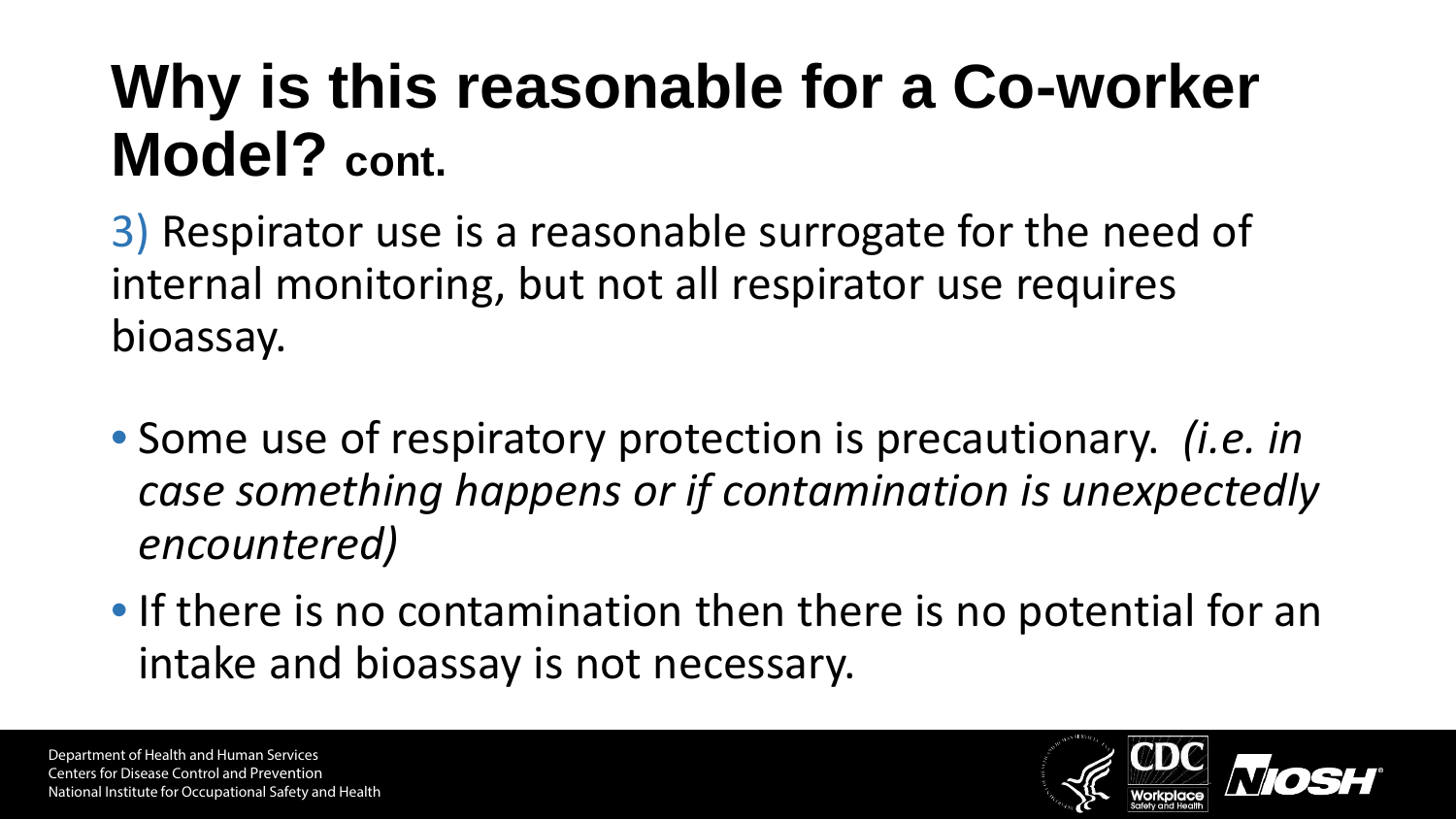# Why is this reasonable for a Co-worker Model? cont.

3) Respirator use is a reasonable surrogate for the need of internal monitoring, but not all respirator use requires bioassay.

- Some use of respiratory protection is precautionary. *(i.e. in case something happens or if contamination is unexpectedly encountered)*
- If there is no contamination then there is no potential for an intake and bioassay is not necessary.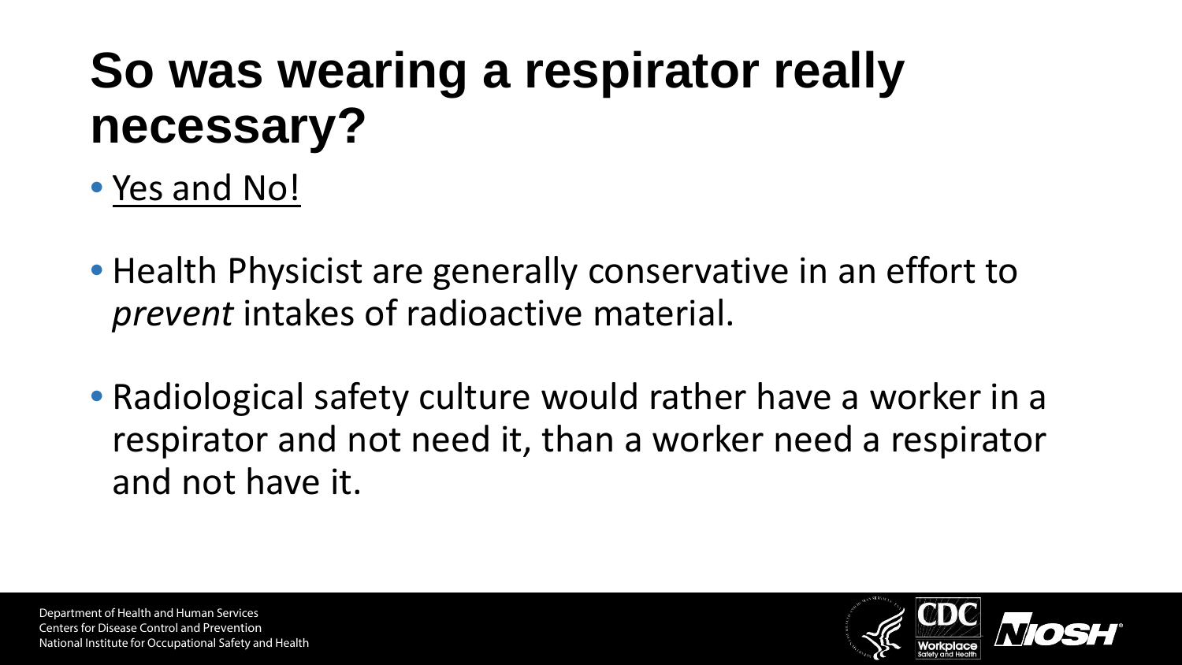# So was wearing a respirator really necessary?

- Yes and No!

- Health Physicist are generally conservative in an effort to *prevent* intakes of radioactive material.

- Radiological safety culture would rather have a worker in a respirator and not need it, than a worker need a respirator and not have it.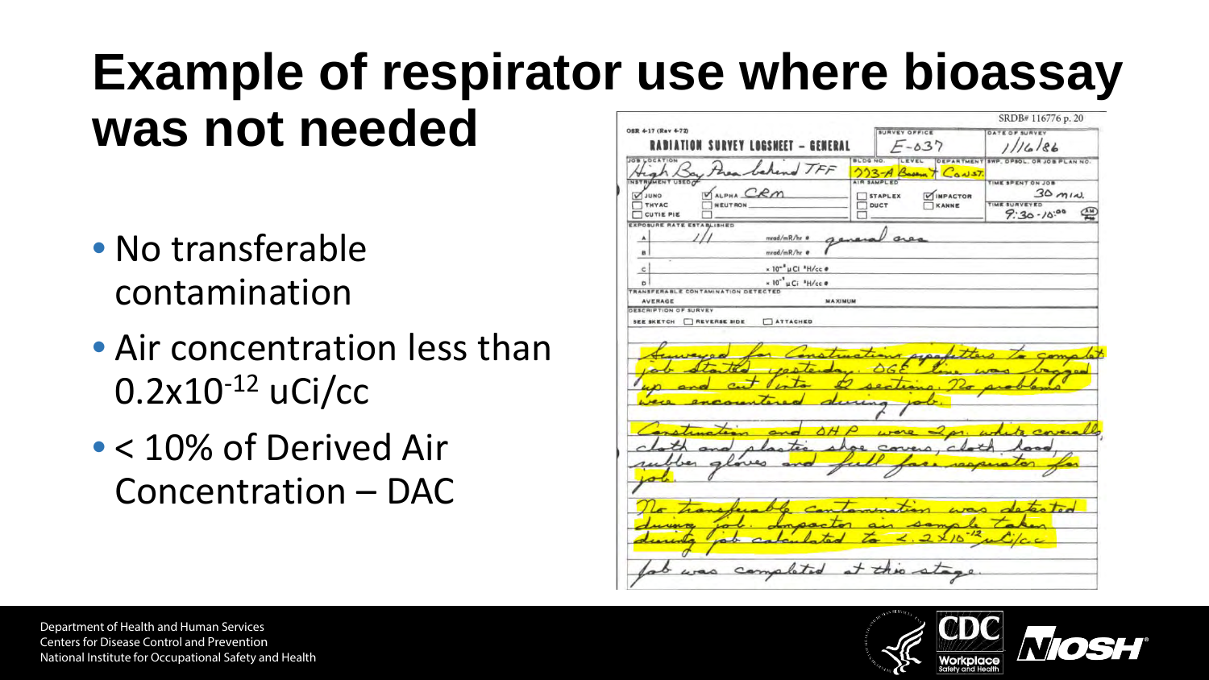# Example of respirator use where bioassay was not needed

- No transferable contamination
- Air concentration less than $0.2 \times 10^{-12}$ uCi/cc
- < 10% of Derived Air Concentration – DAC

SRDB# 116776 p. 20

OSR 4-17 (Rev 4-72)

**RADIATION SURVEY LOGSHEET – GENERAL**

| SURVEY OFFICE | DATE OF SURVEY |
| --- | --- |
| E-037 | 1/16/86 |

| JOB LOCATION | BLDG NO. | LEVEL | DEPARTMENT | SWP, OPSOL, OR JOB PLAN NO. |
| --- | --- | --- | --- | --- |
| High Bay Area behind TFF | 773-A | Basement | Const. | |

INSTRUMENT USED: [x] JUNO [ ] THYAC [ ] CUTIE PIE [x] ALPHA CRM [ ] NEUTRON

AIR SAMPLED: [ ] STAPLEX [ ] DUCT [x] IMPACTOR [ ] KANNE

TIME SPENT ON JOB: 30 min.

TIME SURVEYED: 9:30 - 10:00 AM

EXPOSURE RATE ESTABLISHED

| | | |
| --- | --- | --- |
| A | 1/1 | mrad/mR/hr @ general area |
| B | | mrad/mR/hr @ |
| C | | $\times 10^{-8}$ μCi $^3$H/cc @ |
| D | | $\times 10^{-9}$ μCi $^3$H/cc @ |

TRANSFERABLE CONTAMINATION DETECTED

AVERAGE | MAXIMUM

DESCRIPTION OF SURVEY

SEE SKETCH [ ] REVERSE SIDE [ ] ATTACHED

Surveyed for Construction pipefitters to complete job started yesterday. OGF line was bagged up and cut into 2 sections. No problems were encountered during job.

Construction and OHP were 2 pr. white coveralls, cloth and plastic shoe covers, cloth hood, rubber gloves and full face respirator for job.

No transferable contamination was detected during job. Impactor air sample taken during job calculated to $< .2 \times 10^{-12}$ uCi/cc

Job was completed at this stage.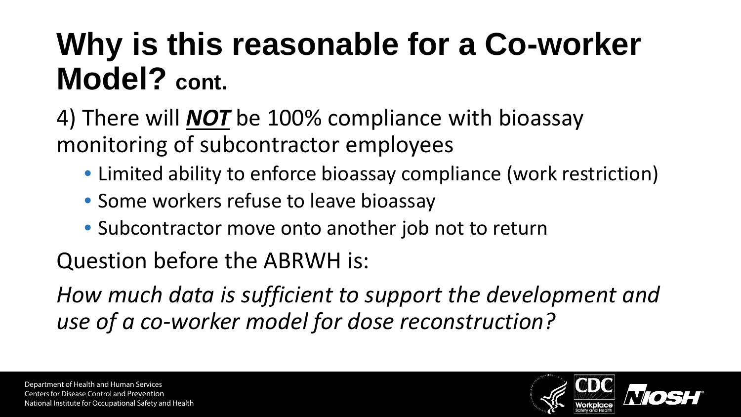# Why is this reasonable for a Co-worker Model? cont.

4) There will ***NOT*** be 100% compliance with bioassay monitoring of subcontractor employees

- Limited ability to enforce bioassay compliance (work restriction)
- Some workers refuse to leave bioassay
- Subcontractor move onto another job not to return

Question before the ABRWH is:

*How much data is sufficient to support the development and use of a co-worker model for dose reconstruction?*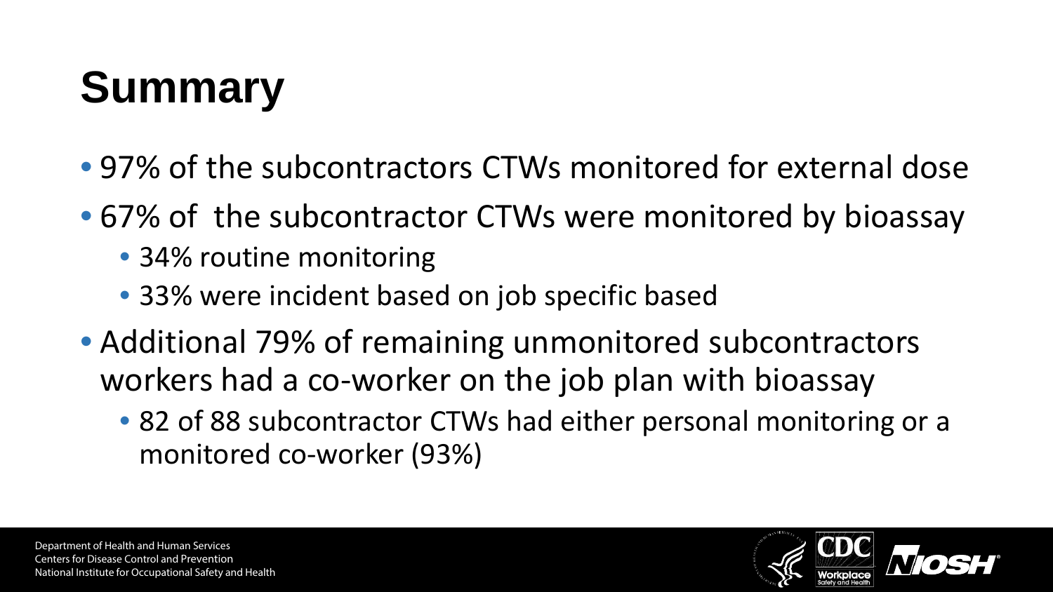# Summary

- 97% of the subcontractors CTWs monitored for external dose
- 67% of the subcontractor CTWs were monitored by bioassay
  - 34% routine monitoring
  - 33% were incident based on job specific based
- Additional 79% of remaining unmonitored subcontractors workers had a co-worker on the job plan with bioassay
  - 82 of 88 subcontractor CTWs had either personal monitoring or a monitored co-worker (93%)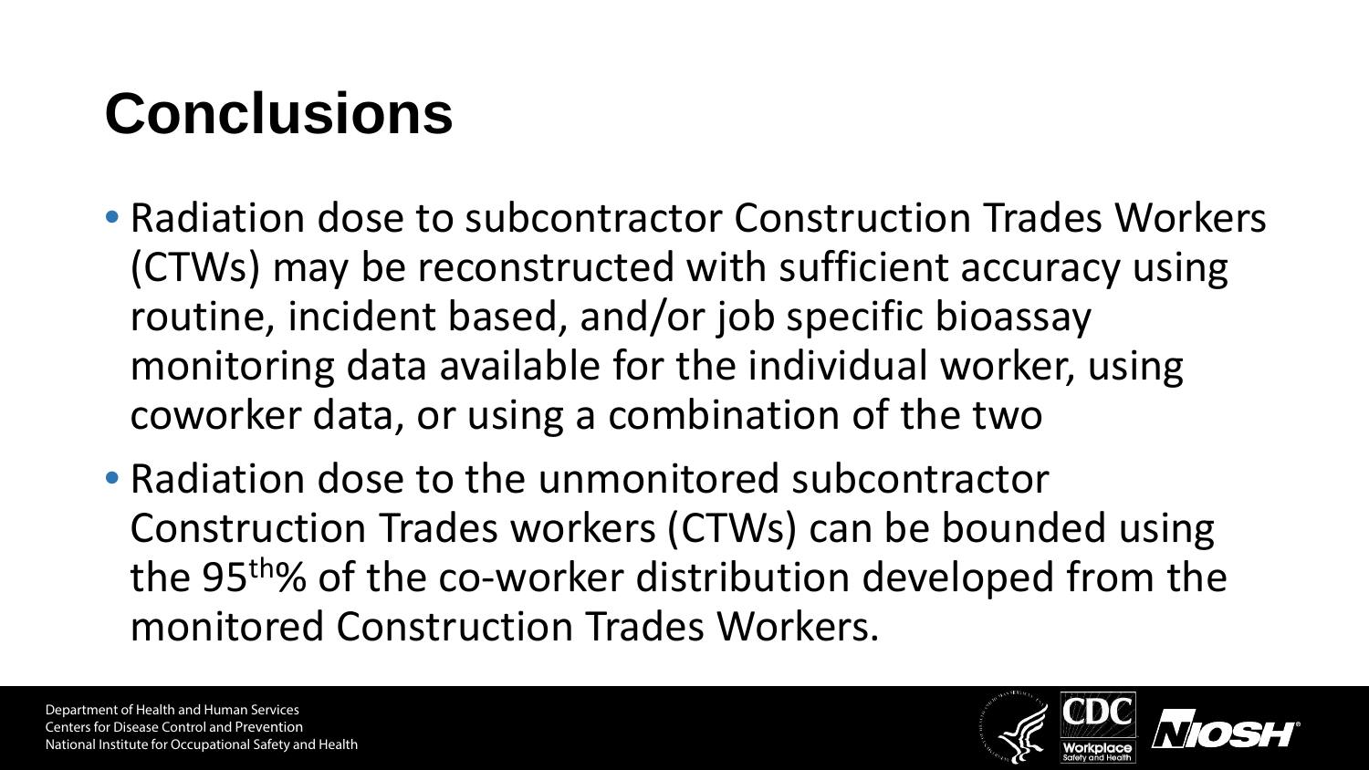# Conclusions

- Radiation dose to subcontractor Construction Trades Workers (CTWs) may be reconstructed with sufficient accuracy using routine, incident based, and/or job specific bioassay monitoring data available for the individual worker, using coworker data, or using a combination of the two
- Radiation dose to the unmonitored subcontractor Construction Trades workers (CTWs) can be bounded using the 95$^{th}$% of the co-worker distribution developed from the monitored Construction Trades Workers.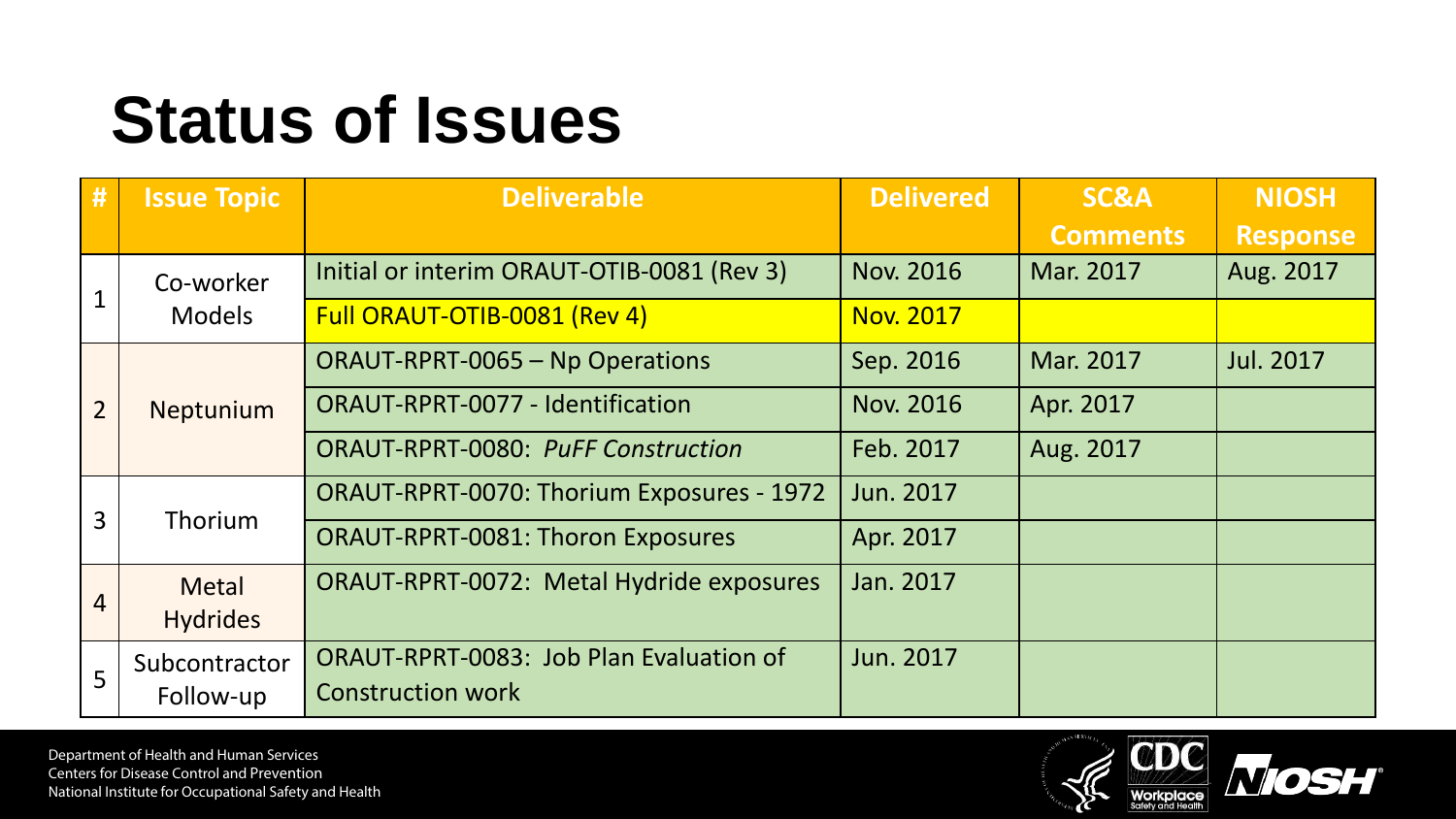# Status of Issues

| # | Issue Topic | Deliverable | Delivered | SC&A Comments | NIOSH Response |
|---|---|---|---|---|---|
| 1 | Co-worker Models | Initial or interim ORAUT-OTIB-0081 (Rev 3) | Nov. 2016 | Mar. 2017 | Aug. 2017 |
| | | Full ORAUT-OTIB-0081 (Rev 4) | Nov. 2017 | | |
| 2 | Neptunium | ORAUT-RPRT-0065 – Np Operations | Sep. 2016 | Mar. 2017 | Jul. 2017 |
| | | ORAUT-RPRT-0077 - Identification | Nov. 2016 | Apr. 2017 | |
| | | ORAUT-RPRT-0080: *PuFF Construction* | Feb. 2017 | Aug. 2017 | |
| 3 | Thorium | ORAUT-RPRT-0070: Thorium Exposures - 1972 | Jun. 2017 | | |
| | | ORAUT-RPRT-0081: Thoron Exposures | Apr. 2017 | | |
| 4 | Metal Hydrides | ORAUT-RPRT-0072: Metal Hydride exposures | Jan. 2017 | | |
| 5 | Subcontractor Follow-up | ORAUT-RPRT-0083: Job Plan Evaluation of Construction work | Jun. 2017 | | |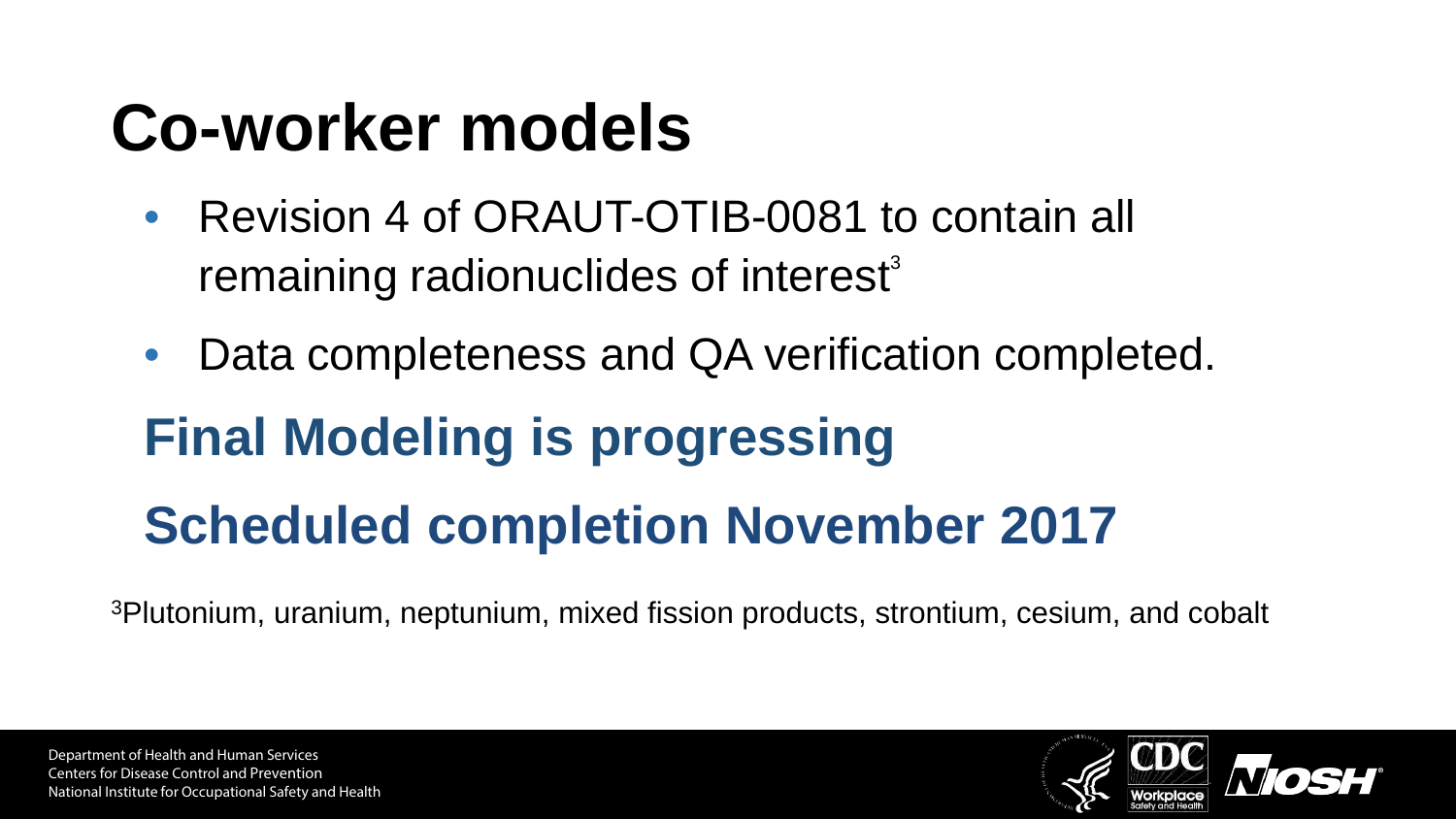# Co-worker models

- Revision 4 of ORAUT-OTIB-0081 to contain all remaining radionuclides of interest[3]
- Data completeness and QA verification completed.

## Final Modeling is progressing

## Scheduled completion November 2017

[3]Plutonium, uranium, neptunium, mixed fission products, strontium, cesium, and cobalt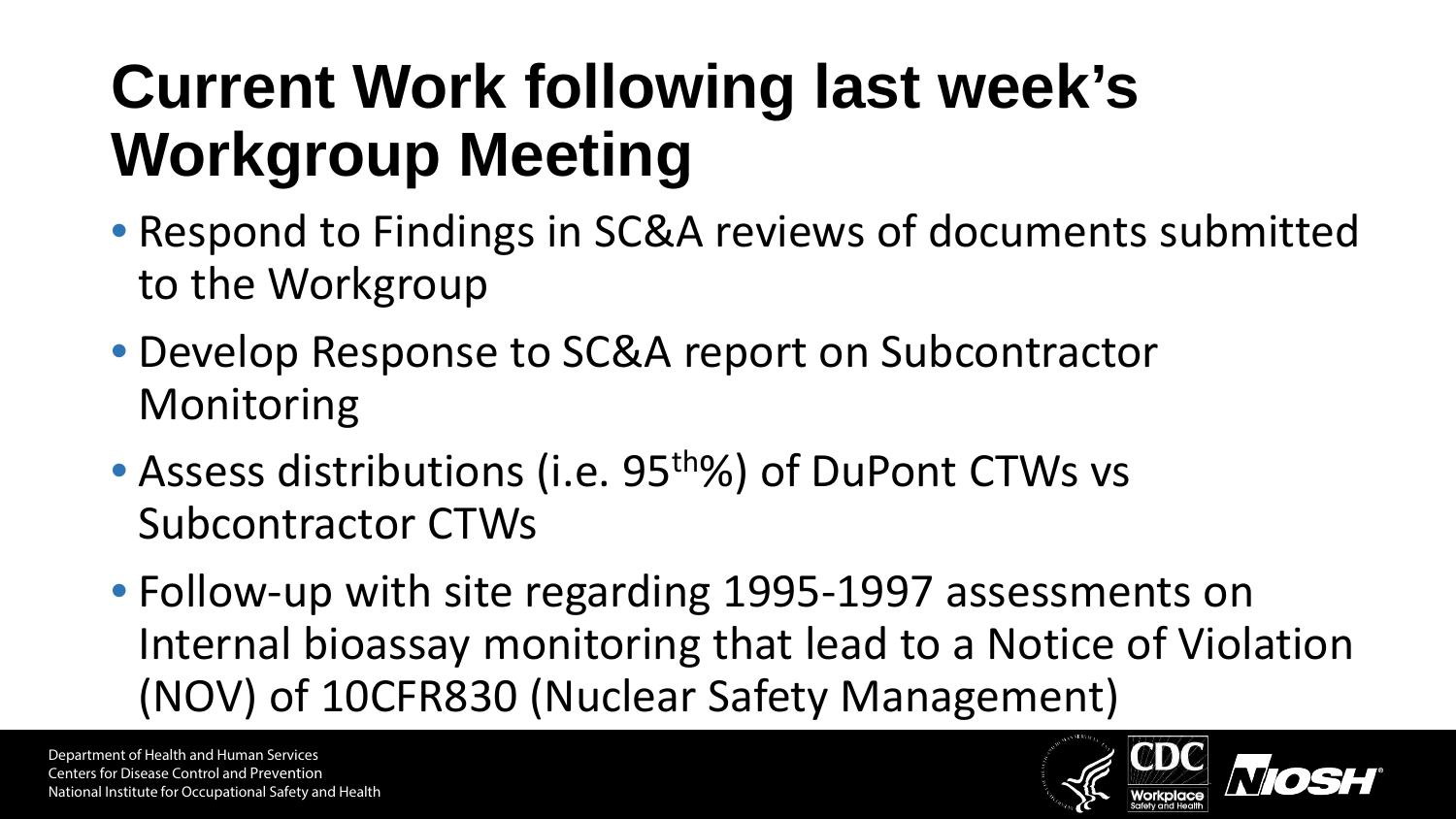# Current Work following last week's Workgroup Meeting

- Respond to Findings in SC&A reviews of documents submitted to the Workgroup
- Develop Response to SC&A report on Subcontractor Monitoring
- Assess distributions (i.e. 95$^{th}$%) of DuPont CTWs vs Subcontractor CTWs
- Follow-up with site regarding 1995-1997 assessments on Internal bioassay monitoring that lead to a Notice of Violation (NOV) of 10CFR830 (Nuclear Safety Management)